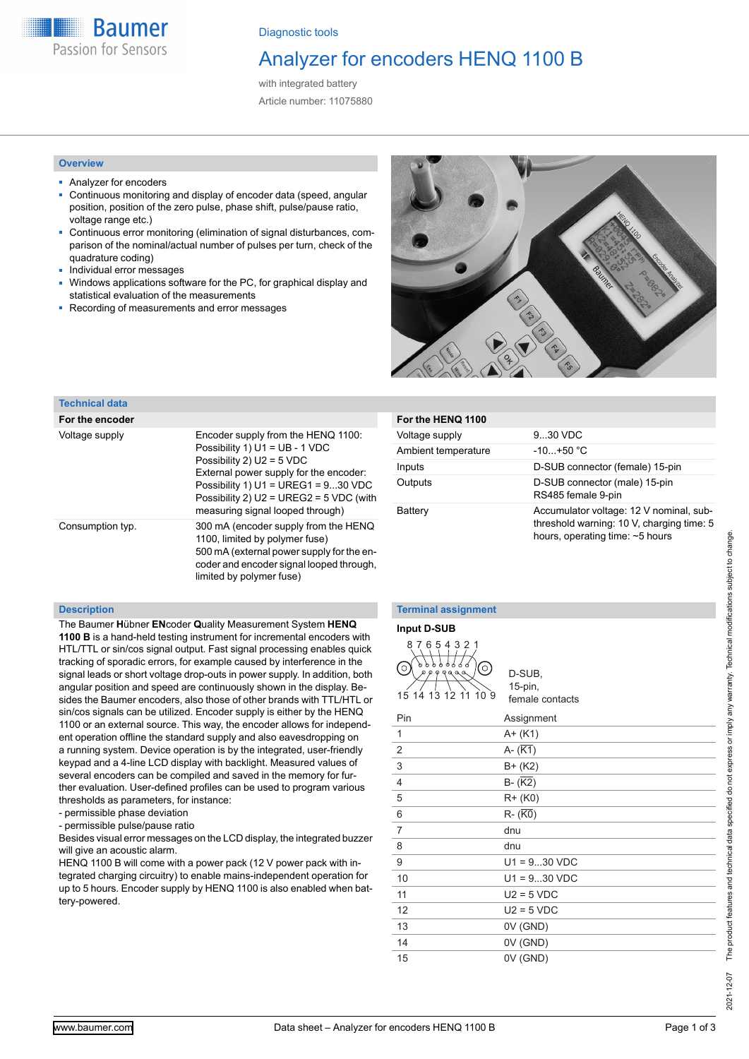Baumer
Passion for Sensors

Diagnostic tools

# Analyzer for encoders HENQ 1100 B

with integrated battery

Article number: 11075880

## Overview

- Analyzer for encoders
- Continuous monitoring and display of encoder data (speed, angular position, position of the zero pulse, phase shift, pulse/pause ratio, voltage range etc.)
- Continuous error monitoring (elimination of signal disturbances, comparison of the nominal/actual number of pulses per turn, check of the quadrature coding)
- Individual error messages
- Windows applications software for the PC, for graphical display and statistical evaluation of the measurements
- Recording of measurements and error messages

## Technical data

| For the encoder | |
|---|---|
| Voltage supply | Encoder supply from the HENQ 1100:<br>Possibility 1) U1 = UB - 1 VDC<br>Possibility 2) U2 = 5 VDC<br>External power supply for the encoder:<br>Possibility 1) U1 = UREG1 = 9...30 VDC<br>Possibility 2) U2 = UREG2 = 5 VDC (with measuring signal looped through) |
| Consumption typ. | 300 mA (encoder supply from the HENQ 1100, limited by polymer fuse)<br>500 mA (external power supply for the encoder and encoder signal looped through, limited by polymer fuse) |

| For the HENQ 1100 | |
|---|---|
| Voltage supply | 9...30 VDC |
| Ambient temperature | -10...+50 °C |
| Inputs | D-SUB connector (female) 15-pin |
| Outputs | D-SUB connector (male) 15-pin<br>RS485 female 9-pin |
| Battery | Accumulator voltage: 12 V nominal, sub-threshold warning: 10 V, charging time: 5 hours, operating time: ~5 hours |

## Description

The Baumer **H**übner **EN**coder **Q**uality Measurement System **HENQ 1100 B** is a hand-held testing instrument for incremental encoders with HTL/TTL or sin/cos signal output. Fast signal processing enables quick tracking of sporadic errors, for example caused by interference in the signal leads or short voltage drop-outs in power supply. In addition, both angular position and speed are continuously shown in the display. Besides the Baumer encoders, also those of other brands with TTL/HTL or sin/cos signals can be utilized. Encoder supply is either by the HENQ 1100 or an external source. This way, the encoder allows for independent operation offline the standard supply and also eavesdropping on a running system. Device operation is by the integrated, user-friendly keypad and a 4-line LCD display with backlight. Measured values of several encoders can be compiled and saved in the memory for further evaluation. User-defined profiles can be used to program various thresholds as parameters, for instance:

- permissible phase deviation
- permissible pulse/pause ratio

Besides visual error messages on the LCD display, the integrated buzzer will give an acoustic alarm.

HENQ 1100 B will come with a power pack (12 V power pack with integrated charging circuitry) to enable mains-independent operation for up to 5 hours. Encoder supply by HENQ 1100 is also enabled when battery-powered.

## Terminal assignment

### Input D-SUB

8 7 6 5 4 3 2 1
15 14 13 12 11 10 9

D-SUB, 15-pin, female contacts

| Pin | Assignment |
|---|---|
| 1 | A+ (K1) |
| 2 | A- ($\overline{K1}$) |
| 3 | B+ (K2) |
| 4 | B- ($\overline{K2}$) |
| 5 | R+ (K0) |
| 6 | R- ($\overline{K0}$) |
| 7 | dnu |
| 8 | dnu |
| 9 | U1 = 9...30 VDC |
| 10 | U1 = 9...30 VDC |
| 11 | U2 = 5 VDC |
| 12 | U2 = 5 VDC |
| 13 | 0V (GND) |
| 14 | 0V (GND) |
| 15 | 0V (GND) |

2021-12-07 The product features and technical data specified do not express or imply any warranty. Technical modifications subject to change.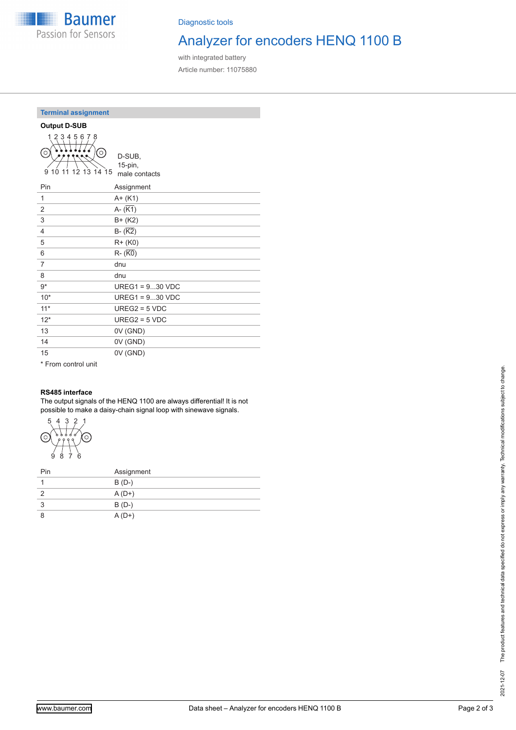## Terminal assignment

**Output D-SUB**

D-SUB, 15-pin, male contacts

| Pin | Assignment |
|---|---|
| 1 | A+ (K1) |
| 2 | A- ($\overline{K1}$) |
| 3 | B+ (K2) |
| 4 | B- ($\overline{K2}$) |
| 5 | R+ (K0) |
| 6 | R- ($\overline{K0}$) |
| 7 | dnu |
| 8 | dnu |
| 9* | UREG1 = 9...30 VDC |
| 10* | UREG1 = 9...30 VDC |
| 11* | UREG2 = 5 VDC |
| 12* | UREG2 = 5 VDC |
| 13 | 0V (GND) |
| 14 | 0V (GND) |
| 15 | 0V (GND) |

* From control unit

**RS485 interface**

The output signals of the HENQ 1100 are always differential! It is not possible to make a daisy-chain signal loop with sinewave signals.

| Pin | Assignment |
|---|---|
| 1 | B (D-) |
| 2 | A (D+) |
| 3 | B (D-) |
| 8 | A (D+) |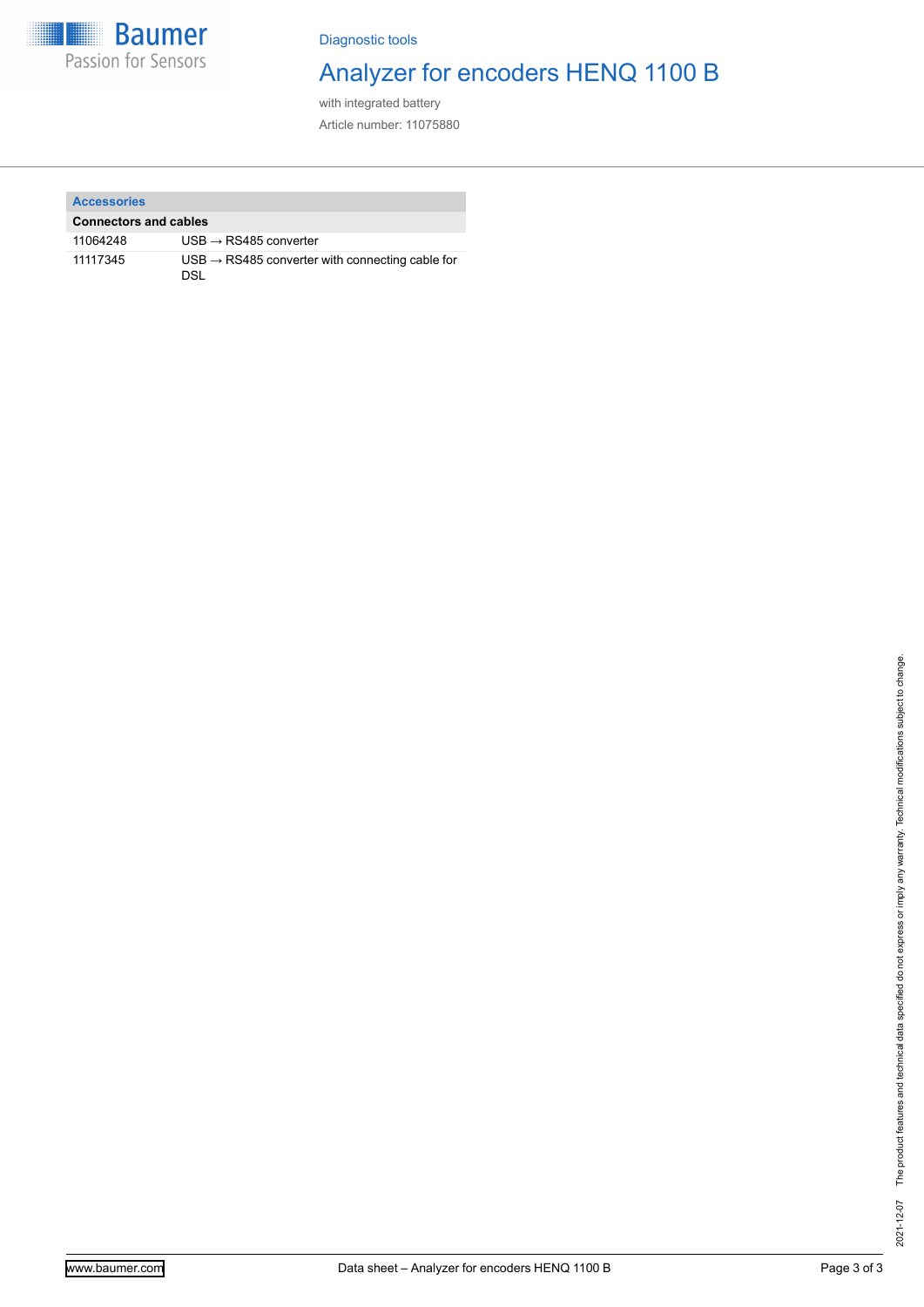Diagnostic tools

# Analyzer for encoders HENQ 1100 B

with integrated battery

Article number: 11075880

| Accessories | |
|---|---|
| **Connectors and cables** | |
| 11064248 | USB → RS485 converter |
| 11117345 | USB → RS485 converter with connecting cable for DSL |